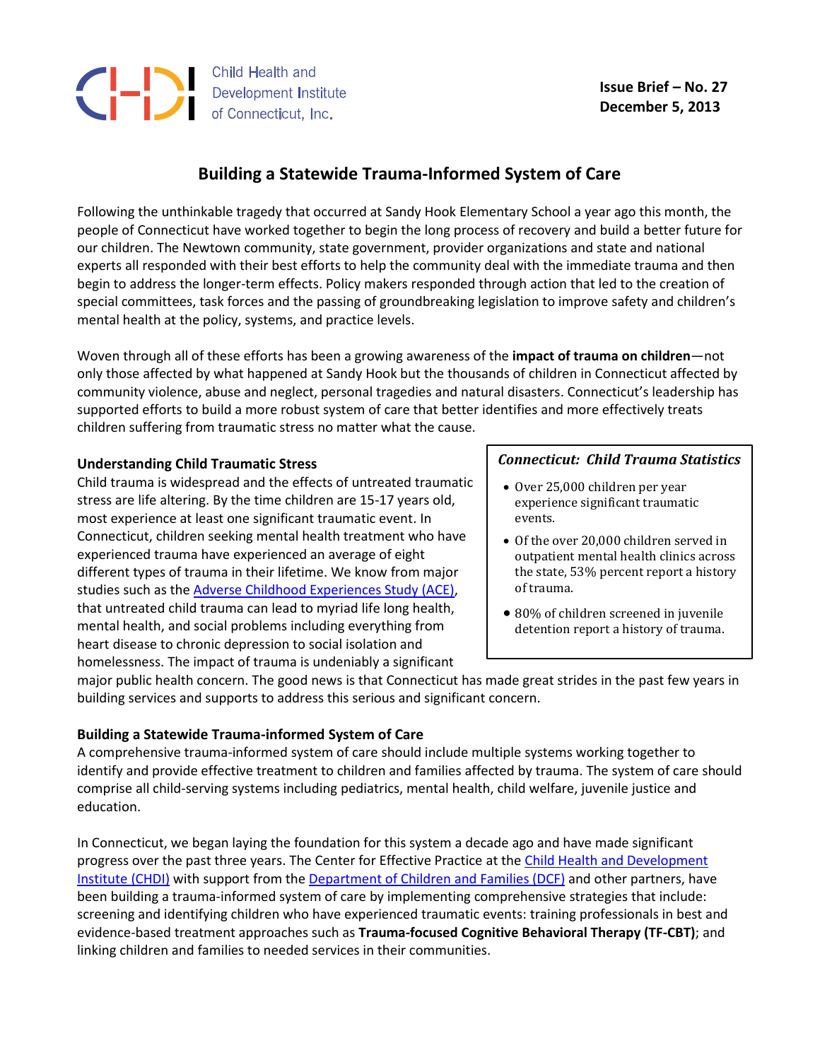Child Health and Development Institute of Connecticut, Inc.

**Issue Brief – No. 27**
**December 5, 2013**

# Building a Statewide Trauma-Informed System of Care

Following the unthinkable tragedy that occurred at Sandy Hook Elementary School a year ago this month, the people of Connecticut have worked together to begin the long process of recovery and build a better future for our children. The Newtown community, state government, provider organizations and state and national experts all responded with their best efforts to help the community deal with the immediate trauma and then begin to address the longer-term effects. Policy makers responded through action that led to the creation of special committees, task forces and the passing of groundbreaking legislation to improve safety and children's mental health at the policy, systems, and practice levels.

Woven through all of these efforts has been a growing awareness of the **impact of trauma on children**—not only those affected by what happened at Sandy Hook but the thousands of children in Connecticut affected by community violence, abuse and neglect, personal tragedies and natural disasters. Connecticut's leadership has supported efforts to build a more robust system of care that better identifies and more effectively treats children suffering from traumatic stress no matter what the cause.

## Understanding Child Traumatic Stress

Child trauma is widespread and the effects of untreated traumatic stress are life altering. By the time children are 15-17 years old, most experience at least one significant traumatic event. In Connecticut, children seeking mental health treatment who have experienced trauma have experienced an average of eight different types of trauma in their lifetime. We know from major studies such as the Adverse Childhood Experiences Study (ACE), that untreated child trauma can lead to myriad life long health, mental health, and social problems including everything from heart disease to chronic depression to social isolation and homelessness. The impact of trauma is undeniably a significant major public health concern. The good news is that Connecticut has made great strides in the past few years in building services and supports to address this serious and significant concern.

> ***Connecticut: Child Trauma Statistics***
>
> - Over 25,000 children per year experience significant traumatic events.
> - Of the over 20,000 children served in outpatient mental health clinics across the state, 53% percent report a history of trauma.
> - 80% of children screened in juvenile detention report a history of trauma.

## Building a Statewide Trauma-informed System of Care

A comprehensive trauma-informed system of care should include multiple systems working together to identify and provide effective treatment to children and families affected by trauma. The system of care should comprise all child-serving systems including pediatrics, mental health, child welfare, juvenile justice and education.

In Connecticut, we began laying the foundation for this system a decade ago and have made significant progress over the past three years. The Center for Effective Practice at the Child Health and Development Institute (CHDI) with support from the Department of Children and Families (DCF) and other partners, have been building a trauma-informed system of care by implementing comprehensive strategies that include: screening and identifying children who have experienced traumatic events: training professionals in best and evidence-based treatment approaches such as **Trauma-focused Cognitive Behavioral Therapy (TF-CBT)**; and linking children and families to needed services in their communities.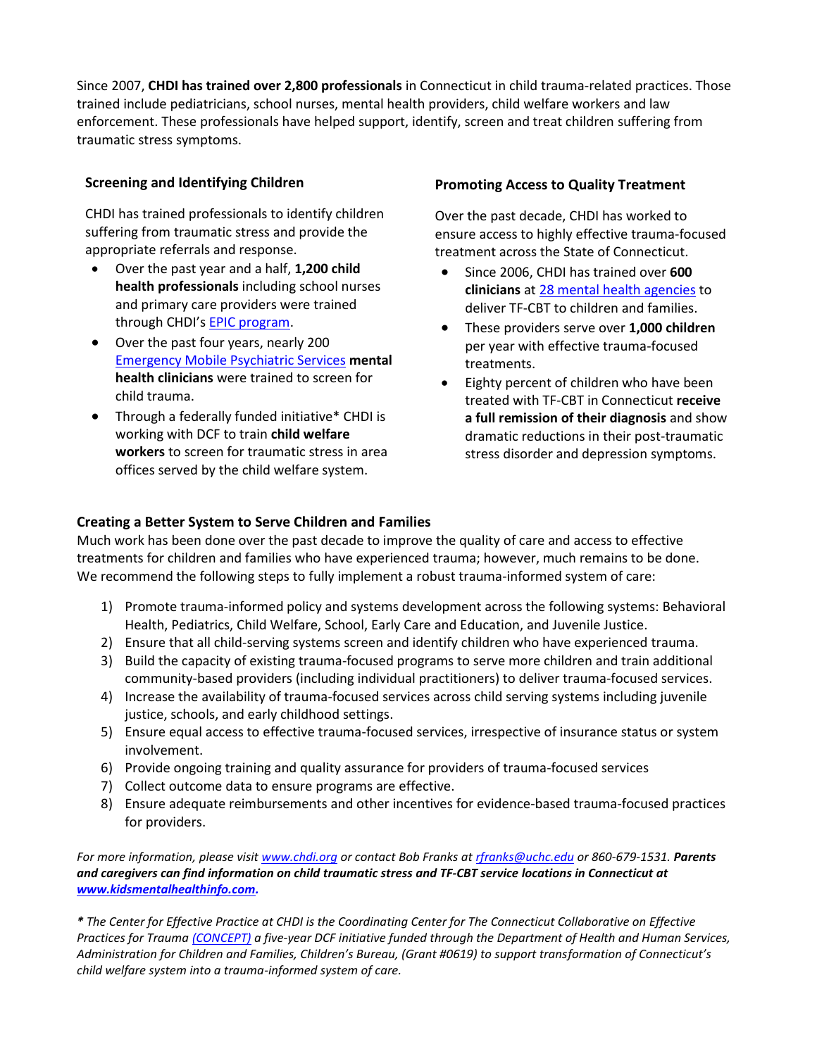Since 2007, **CHDI has trained over 2,800 professionals** in Connecticut in child trauma-related practices. Those trained include pediatricians, school nurses, mental health providers, child welfare workers and law enforcement. These professionals have helped support, identify, screen and treat children suffering from traumatic stress symptoms.

### Screening and Identifying Children

CHDI has trained professionals to identify children suffering from traumatic stress and provide the appropriate referrals and response.

- Over the past year and a half, **1,200 child health professionals** including school nurses and primary care providers were trained through CHDI's EPIC program.
- Over the past four years, nearly 200 Emergency Mobile Psychiatric Services **mental health clinicians** were trained to screen for child trauma.
- Through a federally funded initiative* CHDI is working with DCF to train **child welfare workers** to screen for traumatic stress in area offices served by the child welfare system.

### Promoting Access to Quality Treatment

Over the past decade, CHDI has worked to ensure access to highly effective trauma-focused treatment across the State of Connecticut.

- Since 2006, CHDI has trained over **600 clinicians** at 28 mental health agencies to deliver TF-CBT to children and families.
- These providers serve over **1,000 children** per year with effective trauma-focused treatments.
- Eighty percent of children who have been treated with TF-CBT in Connecticut **receive a full remission of their diagnosis** and show dramatic reductions in their post-traumatic stress disorder and depression symptoms.

### Creating a Better System to Serve Children and Families

Much work has been done over the past decade to improve the quality of care and access to effective treatments for children and families who have experienced trauma; however, much remains to be done. We recommend the following steps to fully implement a robust trauma-informed system of care:

1) Promote trauma-informed policy and systems development across the following systems: Behavioral Health, Pediatrics, Child Welfare, School, Early Care and Education, and Juvenile Justice.
2) Ensure that all child-serving systems screen and identify children who have experienced trauma.
3) Build the capacity of existing trauma-focused programs to serve more children and train additional community-based providers (including individual practitioners) to deliver trauma-focused services.
4) Increase the availability of trauma-focused services across child serving systems including juvenile justice, schools, and early childhood settings.
5) Ensure equal access to effective trauma-focused services, irrespective of insurance status or system involvement.
6) Provide ongoing training and quality assurance for providers of trauma-focused services
7) Collect outcome data to ensure programs are effective.
8) Ensure adequate reimbursements and other incentives for evidence-based trauma-focused practices for providers.

*For more information, please visit www.chdi.org or contact Bob Franks at rfranks@uchc.edu or 860-679-1531.* ***Parents and caregivers can find information on child traumatic stress and TF-CBT service locations in Connecticut at www.kidsmentalhealthinfo.com.***

***\*** The Center for Effective Practice at CHDI is the Coordinating Center for The Connecticut Collaborative on Effective Practices for Trauma (CONCEPT) a five-year DCF initiative funded through the Department of Health and Human Services, Administration for Children and Families, Children's Bureau, (Grant #0619) to support transformation of Connecticut's child welfare system into a trauma-informed system of care.*